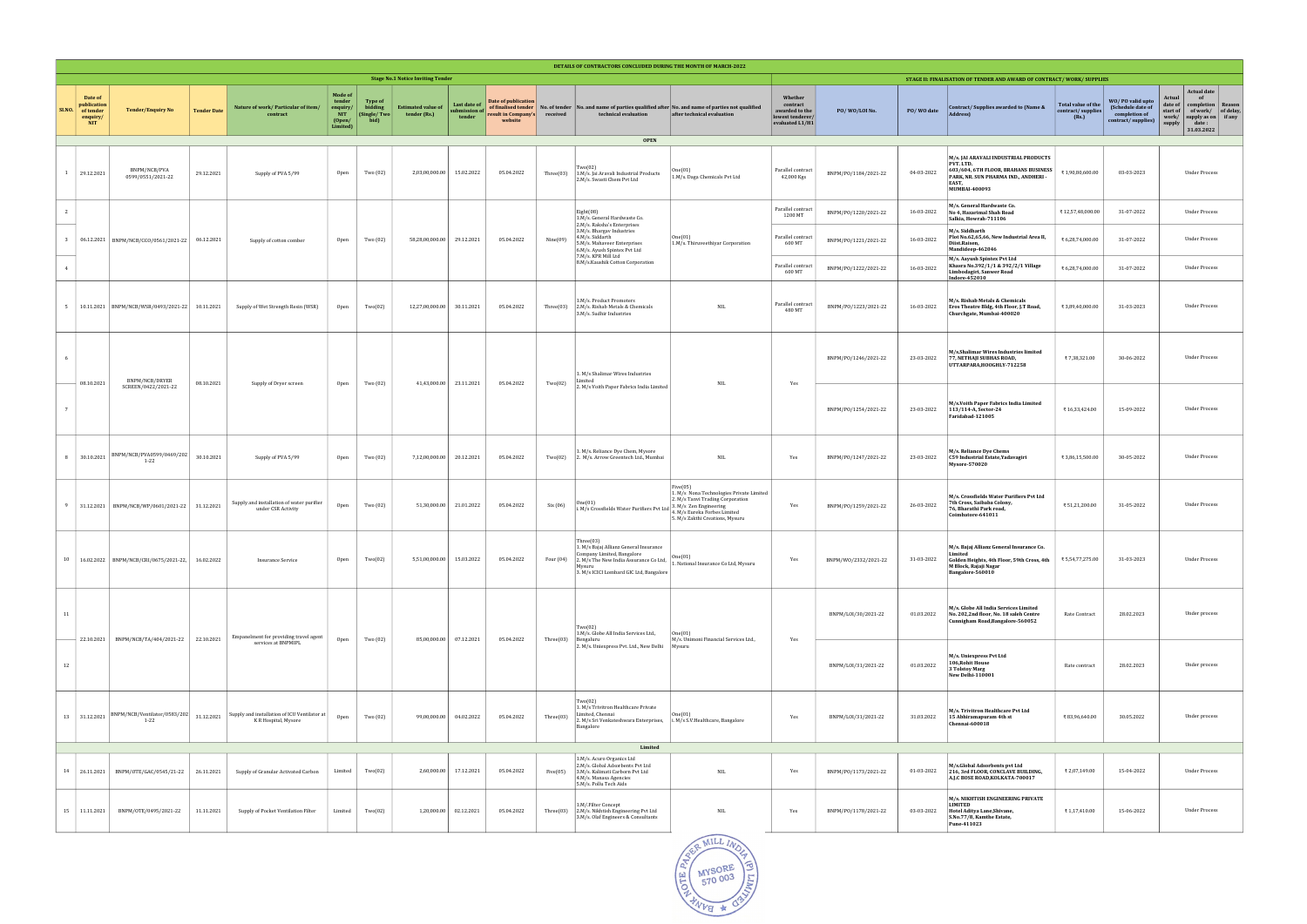# DETAILS OF CONTRACTORS CONCLUDED DURING THE MONTH OF MARCH-2022

| Stage No.1 Notice Inviting Tender | | | | | | | | | | | | | Stage II: FINALISATION OF TENDER AND AWARD OF CONTRACT/ WORK/ SUPPLIES | | | | | | | | |
|---|---|---|---|---|---|---|---|---|---|---|---|---|---|---|---|---|---|---|---|---|---|
| Sl.NO. | Date of publication of tender enquiry/ NIT | Tender/Enquiry No | Tender Date | Nature of work/ Particular of item/ contract | Mode of tender enquiry/ NIT (Open/ Limited) | Type of bidding (Single/ Two bid) | Estimated value of tender (Rs.) | Last date of submission of tender | Date of publication of finalised tender result in Company's website | No. of tender received | No. and name of parties qualified after technical evaluation | No. and name of parties not qualified after technical evaluation | Whether contract awarded to the lowest tenderer/ evaluated L1/H1 | PO/ WO/LOI No. | PO/ WO date | Contract/ Supplies awarded to (Name & Address) | Total value of the contract/ supplies (Rs.) | WO/ PO valid upto (Schedule date of completion of contract/ supplies) | Actual date of start of work/ supply | Actual date of completion of work/ supply as on date : 31.03.2022 | Reason of delay, if any |
| **OPEN** | | | | | | | | | | | | | | | | | | | | | |
| 1 | 29.12.2021 | BNPM/NCB/PVA 0599/0551/2021-22 | 29.12.2021 | Supply of PVA 5/99 | Open | Two (02) | 2,03,00,000.00 | 15.02.2022 | 05.04.2022 | Three(03) | Two(02) 1.M/s. Jai Aravali Industrial Products 2.M/s. Swasti Chem Pvt Ltd | One(01) 1.M/s. Daga Chemicals Pvt Ltd | Parallel contract 42,000 Kgs | BNPM/PO/1184/2021-22 | 04-03-2022 | M/s. JAI ARAVALI INDUSTRIAL PRODUCTS PVT. LTD. 603/604, 6TH FLOOR, BRAHANS BUSINESS PARK, NR. SUN PHARMA IND., ANDHERI - EAST, MUMBAI-400093 | ₹ 1,90,80,600.00 | 03-03-2023 | | Under Process | |
| 2 | 06.12.2021 | BNPM/NCB/CCO/0561/2021-22 | 06.12.2021 | Supply of cotton comber | Open | Two (02) | 58,28,00,000.00 | 29.12.2021 | 05.04.2022 | Nine(09) | Eight(08) 1.M/s. General Hardwaste Co. 2.M/s. Rakshu's Enterprises 3.M/s. Bhargav Industries 4.M/s. Siddarth 5.M/s. Mahaveer Enterprises 6.M/s. Ayush Spintex Pvt Ltd 7.M/s. KPR Mill Ltd 8.M/s.Kaushik Cotton Corporation | One(01) 1.M/s. Thiruveethiyar Corporation | Parallel contract 1200 MT | BNPM/PO/1220/2021-22 | 16-03-2022 | M/s. General Hardwaste Co. No 4, Hazarimal Shah Road Salkia, Howrah-711106 | ₹ 12,57,48,000.00 | 31-07-2022 | | Under Process | |
| 3 | | | | | | | | | | | | | Parallel contract 600 MT | BNPM/PO/1221/2021-22 | 16-03-2022 | M/s. Siddharth Plot No.62,65,66, New Industrial Area II, Distt.Raisen, Mandideep-462046 | ₹ 6,28,74,000.00 | 31-07-2022 | | Under Process | |
| 4 | | | | | | | | | | | | | Parallel contract 600 MT | BNPM/PO/1222/2021-22 | 16-03-2022 | M/s. Aayush Spintex Pvt Ltd Khasra No.392/1/1 & 392/2/1 Village Limbodagiri, Sanwer Road Indore-452010 | ₹ 6,28,74,000.00 | 31-07-2022 | | Under Process | |
| 5 | 10.11.2021 | BNPM/NCB/WSR/0493/2021-22 | 10.11.2021 | Supply of Wet Strength Resin (WSR) | Open | Two(02) | 12,27,00,000.00 | 30.11.2021 | 05.04.2022 | Three(03) | 1.M/s. Product Promoters 2.M/s. Rishab Metals & Chemicals 3.M/s. Sudhir Industries | NIL | Parallel contract 480 MT | BNPM/PO/1223/2021-22 | 16-03-2022 | M/s. Rishab Metals & Chemicals Eros Theatre Bldg, 4th Floor, J.T Road, Churchgate, Mumbai-400020 | ₹ 3,89,40,000.00 | 31-03-2023 | | Under Process | |
| 6 | 08.10.2021 | BNPM/NCB/DRYER SCREEN/0422/2021-22 | 08.10.2021 | Supply of Dryer screen | Open | Two (02) | 41,43,000.00 | 23.11.2021 | 05.04.2022 | Two(02) | 1. M/s Shalimar Wires Industries Limited 2. M/s Voith Paper Fabrics India Limited | NIL | Yes | BNPM/PO/1246/2021-22 | 23-03-2022 | M/s.Shalimar Wires Industries limited 77, NETHAJI SUBHAS ROAD, UTTARPARA,HOOGHLY-712258 | ₹ 7,38,321.00 | 30-06-2022 | | Under Process | |
| 7 | | | | | | | | | | | | | | BNPM/PO/1254/2021-22 | 23-03-2022 | M/s.Voith Paper Fabrics India Limited 113/114-A, Sector-24 Faridabad-121005 | ₹ 16,33,424.00 | 15-09-2022 | | Under Process | |
| 8 | 30.10.2021 | BNPM/NCB/PVA0599/0469/2021-22 | 30.10.2021 | Supply of PVA 5/99 | Open | Two (02) | 7,12,00,000.00 | 20.12.2021 | 05.04.2022 | Two(02) | 1. M/s. Reliance Dye Chem, Mysore 2. M/s. Arrow Greentech Ltd., Mumbai | NIL | Yes | BNPM/PO/1247/2021-22 | 23-03-2022 | M/s. Reliance Dye Chems C59 Industrial Estate,Yadavagiri Mysore-570020 | ₹ 3,06,15,500.00 | 30-05-2022 | | Under Process | |
| 9 | 31.12.2021 | BNPM/NCB/WP/0601/2021-22 | 31.12.2021 | Supply and installation of water purifier under CSR Activity | Open | Two (02) | 51,30,000.00 | 21.01.2022 | 05.04.2022 | Six (06) | One(01) 1. M/s Crossfields Water Purifiers Pvt Ltd | Five(05) 1. M/s Nova Technologies Private Limited 2. M/s Tanvi Trading Corporation 3. M/s Zen Engineering 4. M/s Eureka Forbes Limited 5. M/s Zakthi Creations, Mysuru | Yes | BNPM/PO/1259/2021-22 | 26-03-2022 | M/s. Crossfields Water Purifiers Pvt Ltd 7th Cross, Saibaba Colony, 76, Bharathi Park road, Coimbatore-641011 | ₹ 51,21,200.00 | 31-05-2022 | | Under Process | |
| 10 | 16.02.2022 | BNPM/NCB/CBI/0675/2021-22, | 16.02.2022 | Insurance Service | Open | Two(02) | 5,51,00,000.00 | 15.03.2022 | 05.04.2022 | Four (04) | Three(03) 1. M/s Bajaj Allianz General Insurance Company Limited, Bangalore 2. M/s The New India Assurance Co Ltd, Mysuru 3. M/s ICICI Lombard GIC Ltd, Bangalore | One(01) 1. National Insurance Co Ltd, Mysuru | Yes | BNPM/WO/2332/2021-22 | 31-03-2022 | M/s. Bajaj Allianz General Insurance Co. Limited Golden Heights, 4th Floor, 59th Cross, 4th M Block, Rajaji Nagar Bangalore-560010 | ₹ 5,54,77,275.00 | 31-03-2023 | | Under Process | |
| 11 | 22.10.2021 | BNPM/NCB/TA/404/2021-22 | 22.10.2021 | Empanelment for providing travel agent services at BNPMIPL | Open | Two (02) | 85,00,000.00 | 07.12.2021 | 05.04.2022 | Three(03) | Two(02) 1.M/s. Globe All India Services Ltd, Bengaluru 2. M/s. Uniexpress Pvt. Ltd., New Delhi | One(01) M/s. Unimoni Financial Services Ltd., Mysuru | Yes | BNPM/LOI/30/2021-22 | 01.03.2022 | M/s. Globe All India Services Limited No. 202,2nd floor, No. 18 saleh Centre Cunnigham Road,Bangalore-560052 | Rate Contract | 28.02.2023 | | Under process | |
| 12 | | | | | | | | | | | | | | BNPM/LOI/31/2021-22 | 01.03.2022 | M/s. Uniexpress Pvt Ltd 106,Rohit House 3 Tolstoy Marg New Delhi-110001 | Rate contract | 28.02.2023 | | Under process | |
| 13 | 31.12.2021 | BNPM/NCB/Ventilator/0583/2021-22 | 31.12.2021 | Supply and installation of ICU Ventilator at K R Hospital, Mysore | Open | Two (02) | 99,00,000.00 | 04.02.2022 | 05.04.2022 | Three(03) | Two(02) 1. M/s Trivitron Healthcare Private Limited, Chennai 2. M/s Sri Venkateshwara Enterprises, Bangalore | One(01) i. M/s S.V.Healthcare, Bangalore | Yes | BNPM/LOI/31/2021-22 | 31.03.2022 | M/s. Trivitron Healthcare Pvt Ltd 15 Abhiramapuram 4th st Chennai-600018 | ₹ 83,96,640.00 | 30.05.2022 | | Under process | |
| **Limited** | | | | | | | | | | | | | | | | | | | | | |
| 14 | 26.11.2021 | BNPM/OTE/GAC/0545/21-22 | 26.11.2021 | Supply of Granular Activated Carbon | Limited | Two(02) | 2,60,000.00 | 17.12.2021 | 05.04.2022 | Five(05) | 1.M/s. Acuro Organics Ltd 2.M/s. Global Adsorbents Pvt Ltd 3.M/s. Kalimati Carbons Pvt Ltd 4.M/s. Manasu Agencies 5.M/s. Pollu Tech Aids | NIL | Yes | BNPM/PO/1173/2021-22 | 01-03-2022 | M/s.Global Adsorbents pvt Ltd 216, 3rd FLOOR, CONCLAVE BUILDING, A.J.C BOSE ROAD,KOLKATA-700017 | ₹ 2,07,149.00 | 15-04-2022 | | Under Process | |
| 15 | 11.11.2021 | BNPM/OTE/0495/2021-22 | 11.11.2021 | Supply of Pocket Ventilation Filter | Limited | Two(02) | 1,20,000.00 | 02.12.2021 | 05.04.2022 | Three(03) | 1.M/.Filter Concept 2.M/s. Nikitish Engineering Pvt Ltd 3.M/s. Olaf Engineers & Consultants | NIL | Yes | BNPM/PO/1178/2021-22 | 03-03-2022 | M/s. NIKHITISH ENGINEERING PRIVATE LIMITED Hotel Aditya Lane,Shivane, S.No.77/8, Kamthe Estate, Pune-411023 | ₹ 1,17,410.00 | 15-06-2022 | | Under Process | |

BANK NOTE PAPER MILL INDIA (P) LIMITED MYSORE 570 003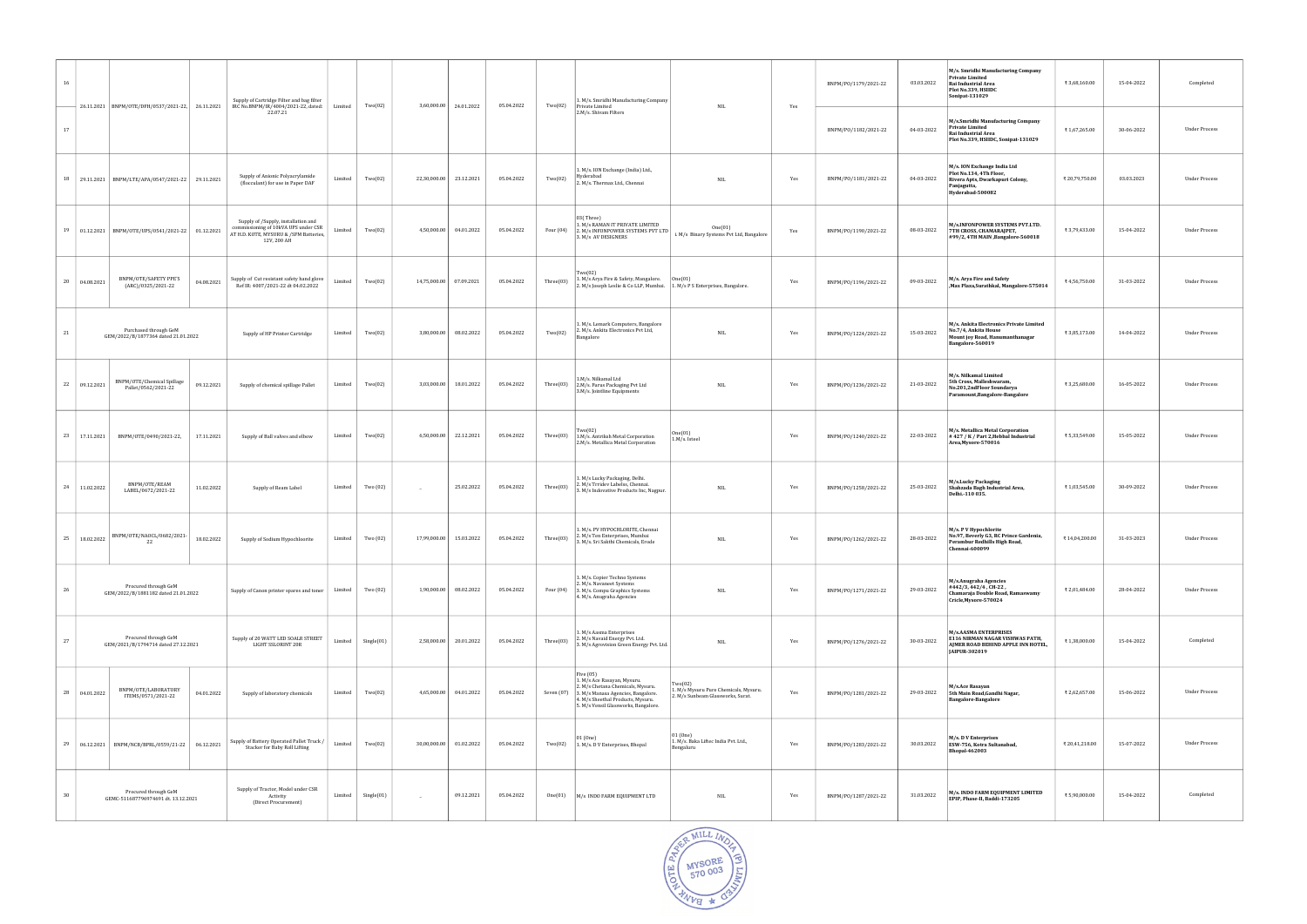| 16 | 26.11.2021 | BNPM/OTE/DFH/0537/2021-22, | 26.11.2021 | Supply of Cartridge Filter and bag filter IRC No.BNPM/IR/4004/2021-22, dated: 22.07.21 | Limited | Two(02) | 3,60,000.00 | 24.01.2022 | 05.04.2022 | Two(02) | 1. M/s. Smriddhi Manufacturing Company Private Limited 2.M/s. Shivam Filters | NIL | Yes | BNPM/PO/1179/2021-22 | 03.03.2022 | M/s. Smriddhi Manufacturing Company Private Limited Rai Industrial Area Plot No.339, HSIIDC Sonipat-131029 | ₹ 3,68,160.00 | 15-04-2022 | Completed |
|---|---|---|---|---|---|---|---|---|---|---|---|---|---|---|---|---|---|---|---|
| 17 | | | | | | | | | | | | | | BNPM/PO/1182/2021-22 | 04-03-2022 | M/s.Smriddhi Manufacturing Company Private Limited Rai Industrial Area Plot No.339, HSIIDC, Sonipat-131029 | ₹ 1,67,265.00 | 30-06-2022 | Under Process |
| 18 | 29.11.2021 | BNPM/LTE/APA/0547/2021-22 | 29.11.2021 | Supply of Anionic Polyacrylamide (flocculant) for use in Paper DAF | Limited | Two(02) | 22,30,000.00 | 23.12.2021 | 05.04.2022 | Two(02) | 1. M/s. ION Exchange (India) Ltd, Hyderabad 2. M/s. Thermax Ltd, Chennai | NIL | Yes | BNPM/PO/1181/2021-22 | 04-03-2022 | M/s. ION Exchange India Ltd Plot No.134, 4Th Floor, Rivera Apts, Dwarkapuri Colony, Panjagutta, Hyderabad-500082 | ₹ 20,79,750.00 | 03.03.2023 | Under Process |
| 19 | 01.12.2021 | BNPM/OTE/UPS/0541/2021-22 | 01.12.2021 | Supply of /Supply, installation and commissioning of 10kVA UPS under CSR AT H.D. KOTE, MYSURU & /SFM Batteries, 12V, 200 AH | Limited | Two(02) | 4,50,000.00 | 04.01.2022 | 05.04.2022 | Four (04) | 03( Three) 1. M/s RAMAN IT PRIVATE LIMITED 2. M/s INFONPOWER SYSTEMS PVT LTD 3. M/s AV DESIGNERS | One(01) i. M/s Binary Systems Pvt Ltd, Bangalore | Yes | BNPM/PO/1190/2021-22 | 08-03-2022 | M/s.INFONPOWER SYSTEMS PVT.LTD. 7TH CROSS, CHAMARAJPET, #99/2, 4TH MAIN ,Bangalore-560018 | ₹ 3,79,433.00 | 15-04-2022 | Under Process |
| 20 | 04.08.2021 | BNPM/OTE/SAFETY PPE'S (ARC)/0325/2021-22 | 04.08.2021 | Supply of Cut resistant safety hand glove Ref IR: 4007/2021-22 dt 04.02.2022 | Limited | Two(02) | 14,75,000.00 | 07.09.2021 | 05.04.2022 | Three(03) | Two(02) 1. M/s Arya Fire & Safety, Mangalore. 2. M/s Joseph Leslie & Co LLP, Mumbai. | One(01) 1. M/s P S Enterprises, Bangalore. | Yes | BNPM/PO/1196/2021-22 | 09-03-2022 | M/s. Arya Fire and Safety ,Max Plaza,Surathkal, Mangalore-575014 | ₹ 4,56,750.00 | 31-03-2022 | Under Process |
| 21 | Purchased through GeM GEM/2022/B/1877364 dated 21.01.2022 | | | Supply of HP Printer Cartridge | Limited | Two(02) | 3,80,000.00 | 08.02.2022 | 05.04.2022 | Two(02) | 1. M/s. Lemark Computers, Bangalore 2. M/s. Ankita Electronics Pvt Ltd, Bangalore | NIL | Yes | BNPM/PO/1224/2021-22 | 15-03-2022 | M/s. Ankita Electronics Private Limited No.7/6, Ankita House Mount joy Road, Hanumanthanagar Bangalore-560019 | ₹ 3,85,173.00 | 14-04-2022 | Under Process |
| 22 | 09.12.2021 | BNPM/OTE/Chemical Spillage Pallet/0562/2021-22 | 09.12.2021 | Supply of chemical spillage Pallet | Limited | Two(02) | 3,03,000.00 | 18.01.2022 | 05.04.2022 | Three(03) | 1.M/s. Nilkamal Ltd 2.M/s. Paras Packaging Pvt Ltd 3.M/s. Jointline Equipments | NIL | Yes | BNPM/PO/1236/2021-22 | 21-03-2022 | M/s. Nilkamal Limited 5th Cross, Malleshwaram, No.201,2ndFloor Soundarya Paramount,Bangalore-Bangalore | ₹ 3,25,680.00 | 16-05-2022 | Under Process |
| 23 | 17.11.2021 | BNPM/OTE/0490/2021-22, | 17.11.2021 | Supply of Ball valves and elbow | Limited | Two(02) | 6,50,000.00 | 22.12.2021 | 05.04.2022 | Three(03) | Two(02) 1.M/s. Antriksh Metal Corporation 2.M/s. Metallica Metal Corporation | One(01) 1.M/s. Isteel | Yes | BNPM/PO/1240/2021-22 | 22-03-2022 | M/s. Metallica Metal Corporation # 427 / K / Part 2,Hebbal Industrial Area,Mysore-570016 | ₹ 5,33,549.00 | 15-05-2022 | Under Process |
| 24 | 11.02.2022 | BNPM/OTE/REAM LABEL/0672/2021-22 | 11.02.2022 | Supply of Ream Label | Limited | Two (02) | .. | 25.02.2022 | 05.04.2022 | Three(03) | 1. M/s Lucky Packaging, Delhi. 2. M/s T.Videv Labelss, Chennai. 3. M/s Indovative Products Inc, Nagpur. | NIL | Yes | BNPM/PO/1250/2021-22 | 25-03-2022 | M/s.Lucky Packaging Shahzada Bagh Industrial Area, Delhi.-110 035. | ₹ 1,03,545.00 | 30-09-2022 | Under Process |
| 25 | 18.02.2022 | BNPM/OTE/NAOCL/0682/2021-22 | 18.02.2022 | Supply of Sodium Hypochloorite | Limited | Two (02) | 17,99,000.00 | 15.03.2022 | 05.04.2022 | Three(03) | 1. M/s. PV HYPOCHLORITE, Chennai 2. M/s Ton Enterprises, Mumbai 3. M/s. Sri Sakthi Chemicals, Erode | NIL | Yes | BNPM/PO/1262/2021-22 | 28-03-2022 | M/s. P V Hypochlorite No.97, Beverly G3, BC Prince Gardenia, Perambur Redhills High Road, Chennai-600099 | ₹ 14,04,200.00 | 31-03-2023 | Under Process |
| 26 | Procured through GeM GEM/2022/B/1881182 dated 21.01.2022 | | | Supply of Canon printer spares and toner | Limited | Two (02) | 1,90,000.00 | 08.02.2022 | 05.04.2022 | Four (04) | 1. M/s. Copier Techno Systems 2. M/s. Navaneet Systems 3. M/s. Compu Graphics Systems 4. M/s. Anugraha Agencies | NIL | Yes | BNPM/PO/1271/2021-22 | 29-03-2022 | M/s.Anugraha Agencies #442/3, 442/4 , CH-22 , Chamaraja Double Road, Ramaswamy Cricle,Mysore-570024 | ₹ 2,01,484.00 | 28-04-2022 | Under Process |
| 27 | Procured through GeM GEM/2021/B/1794714 dated 27.12.2021 | | | Supply of 20 WATT LED SOALR STREET LIGHT SSLORINT-20R | Limited | Single(01) | 2,58,000.00 | 20.01.2022 | 05.04.2022 | Three(03) | 1. M/s Aasma Enterprises 2. M/s Navaid Energy Pvt Ltd. 3. M/s Agrovision Green Energy Pvt. Ltd. | NIL | Yes | BNPM/PO/1276/2021-22 | 30-03-2022 | M/s.AASMA ENTERPRISES E116 NIRMAN NAGAR VISHWAS PATH, AJMER ROAD BEHIND APPLE INN HOTEL, JAIPUR-302019 | ₹ 1,38,000.00 | 15-04-2022 | Completed |
| 28 | 04.01.2022 | BNPM/OTE/LABORATORY ITEMS/0571/2021-22 | 04.01.2022 | Supply of laboratory chemicals | Limited | Two(02) | 4,65,000.00 | 04.01.2022 | 05.04.2022 | Seven (07) | Five (05) 1. M/s Ace Rasayan, Mysuru. 2. M/s Chetana Chemicals, Mysuru. 3. M/s Manasa Agencies, Bangalore. 4. M/s Sheethal Products, Mysuru. 5. M/s Vensil Glassworks, Bangalore. | Two(02) 1. M/s Mysuru Pure Chemicals, Mysuru. 2. M/s Sunbeam Glassworks, Surat. | Yes | BNPM/PO/1281/2021-22 | 29-03-2022 | M/s.Ace Rasayan 5th Main Road,Gandhi Nagar, Bangalore-Bangalore | ₹ 2,62,657.00 | 15-06-2022 | Under Process |
| 29 | 06.12.2021 | BNPM/NCB/BPRL/0559/21-22 | 06.12.2021 | Supply of Battery Operated Pallet Truck / Stacker for Baby Roll Lifting | Limited | Two(02) | 30,00,000.00 | 01.02.2022 | 05.04.2022 | Two(02) | 01 (One) 1. M/s. D V Enterprises, Bhopal | 01 (One) 1. M/s. Baka Liftec India Pvt. Ltd., Bengaluru | Yes | BNPM/PO/1283/2021-22 | 30.03.2022 | M/s. D V Enterprises E5W-756, Kotra Sultanabad, Bhopal-462003 | ₹ 20,41,218.00 | 15-07-2022 | Under Process |
| 30 | Procured through GeM GEMC-511687796974691 dt. 13.12.2021 | | | Supply of Tractor, Model under CSR Activity (Direct Procurement) | Limited | Single(01) | .. | 09.12.2021 | 05.04.2022 | One(01) | M/s INDO FARM EQUIPMENT LTD | NIL | Yes | BNPM/PO/1287/2021-22 | 31.03.2022 | M/s. INDO FARM EQUIPMENT LIMITED EPIP, Phase-II, Baddi-173205 | ₹ 5,90,000.00 | 15-04-2022 | Completed |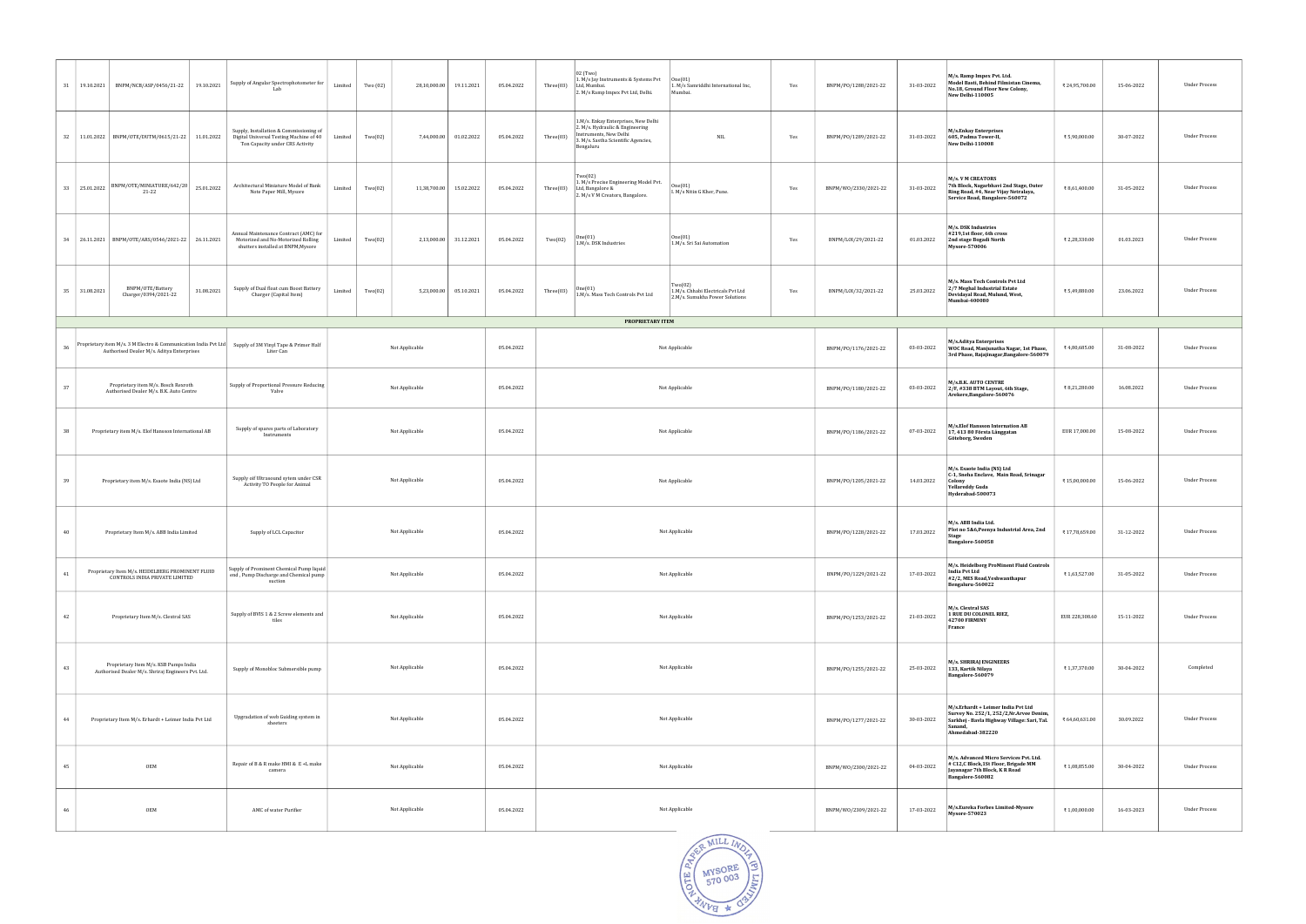| 31 | 19.10.2021 | BNPM/NCB/ASP/0456/21-22 | 19.10.2021 | Supply of Angular Spectrophotometer for Lab | Limited | Two (02) | 28,10,000.00 | 19.11.2021 | 05.04.2022 | Three(03) | 02 (Two) 1. M/s Joy Instruments & Systems Pvt Ltd, Mumbai. 2. M/s Ramp Impex Pvt Ltd, Delhi. | One(01) 1. M/s Samriddhi International Inc, Mumbai. | Yes | BNPM/PO/1288/2021-22 | 31-03-2022 | M/s. Ramp Impex Pvt. Ltd. Model Basti, Behind Filmistan Cinema, No.18, Ground Floor New Colony, New Delhi-110005 | ₹ 24,95,700.00 | 15-06-2022 | Under Process |
|---|---|---|---|---|---|---|---|---|---|---|---|---|---|---|---|---|---|---|---|
| 32 | 11.01.2022 | BNPM/UTE/DUTM/0615/21-22 | 11.01.2022 | Supply, Installation & Commissioning of Digital Universal Testing Machine of 40 Ton Capacity under CRS Activity | Limited | Two(02) | 7,44,000.00 | 01.02.2022 | 05.04.2022 | Three(03) | 1.M/s. Enkay Enterprises, New Delhi 2. M/s. Hydraulic & Engineering Instruments, New Delhi 3. M/s. Sastha Scientific Agencies, Bengaluru | NIL | Yes | BNPM/PO/1289/2021-22 | 31-03-2022 | M/s.Enkay Enterprises 605, Padma Tower-II, New Delhi-110008 | ₹ 5,90,000.00 | 30-07-2022 | Under Process |
| 33 | 25.01.2022 | BNPM/UTE/MINIATURE/642/20 21-22 | 25.01.2022 | Architectural Miniature Model of Bank Note Paper Mill, Mysore | Limited | Two(02) | 11,38,700.00 | 15.02.2022 | 05.04.2022 | Three(03) | Two(02) 1. M/s Precise Engineering Model Pvt. Ltd, Bangalore & 2. M/s V M Creators, Bangalore. | One(01) 1. M/s Nitin G Kher, Pune. | Yes | BNPM/WO/2330/2021-22 | 31-03-2022 | M/s. V M CREATORS 7th Block, Nagarbhavi 2nd Stage, Outer Ring Road, #4, Near Vijay Netralaya, Service Road, Bangalore-560072 | ₹ 8,61,400.00 | 31-05-2022 | Under Process |
| 34 | 26.11.2021 | BNPM/UTE/ARS/0546/2021-22 | 26.11.2021 | Annual Maintenance Contract (AMC) for Motorized and No-Motorized Rolling shutters installed at BNPM,Mysore | Limited | Two(02) | 2,13,000.00 | 31.12.2021 | 05.04.2022 | Two(02) | One(01) 1.M/s. DSK Industries | One(01) 1.M/s. Sri Sai Automation | Yes | BNPM/LOI/29/2021-22 | 01.03.2022 | M/s. DSK Industries #219,1st floor, 6th cross 2nd stage Bogadi North Mysore-570006 | ₹ 2,28,330.00 | 01.03.2023 | Under Process |
| 35 | 31.08.2021 | BNPM/UTE/Battery Charger/0394/2021-22 | 31.08.2021 | Supply of Dual float cum Boost Battery Charger (Capital Item) | Limited | Two(02) | 5,23,000.00 | 05.10.2021 | 05.04.2022 | Three(03) | One(01) 1.M/s. Mass Tech Controls Pvt Ltd | Two(02) 1.M/s. Chhabi Electricals Pvt Ltd 2.M/s. Sumukha Power Solutions | Yes | BNPM/LOI/32/2021-22 | 25.03.2022 | M/s. Mass Tech Controls Pvt Ltd 2/7 Mughal Industrial Estate Devidayal Road, Mulund, West, Mumbai-400080 | ₹ 5,49,080.00 | 23.06.2022 | Under Process |
| **PROPRIETARY ITEM** | | | | | | | | | | | | | | | | | | | |
| 36 | Proprietary item M/s. 3 M Electro & Communication India Pvt Ltd Authorised Dealer M/s. Aditya Enterprises | | | Supply of 3M Vinyl Tape & Primer Half Liter Can | Not Applicable | | | | 05.04.2022 | Not Applicable | | | | BNPM/PO/1176/2021-22 | 03-03-2022 | M/s.Aditya Enterprises WOC Road, Manjunatha Nagar, 1st Phase, 3rd Phase, Rajajinagar,Bangalore-560079 | ₹ 4,80,685.00 | 31-08-2022 | Under Process |
| 37 | Proprietary item M/s. Bosch Rexroth Authorised Dealer M/s. B.K. Auto Centre | | | Supply of Proportional Pressure Reducing Valve | Not Applicable | | | | 05.04.2022 | Not Applicable | | | | BNPM/PO/1180/2021-22 | 03-03-2022 | M/s.B.K. AUTO CENTRE 2/F, #338 BTM Layout, 6th Stage, Arekere,Bangalore-560076 | ₹ 8,21,280.00 | 16.08.2022 | Under Process |
| 38 | Proprietary item M/s. Elof Hansson International AB | | | Supply of spares parts of Laboratory Instruments | Not Applicable | | | | 05.04.2022 | Not Applicable | | | | BNPM/PO/1186/2021-22 | 07-03-2022 | M/s.Elof Hansson Internation AB 17, 413 80 Första Länggatan Göteborg, Sweden | EUR 17,000.00 | 15-08-2022 | Under Process |
| 39 | Proprietary item M/s. Esaote India (NS) Ltd | | | Supply of Ultrasound sytem under CSR Activity TO People for Animal | Not Applicable | | | | 05.04.2022 | Not Applicable | | | | BNPM/PO/1205/2021-22 | 14.03.2022 | M/s. Esaote India (NS) Ltd C-1, Sneha Enclave, Main Road, Srinagar Colony Yellareddy Guda Hyderabad-500073 | ₹ 15,00,000.00 | 15-06-2022 | Under Process |
| 40 | Proprietary Item M/s. ABB India Limited | | | Supply of LCL Capacitor | Not Applicable | | | | 05.04.2022 | Not Applicable | | | | BNPM/PO/1228/2021-22 | 17.03.2022 | M/s. ABB India Ltd. Plot no 5&6,Peenya Industrial Area, 2nd Stage Bangalore-560058 | ₹ 17,78,659.00 | 31-12-2022 | Under Process |
| 41 | Proprietary Item M/s. HEIDELBERG PROMINENT FLUID CONTROLS INDIA PRIVATE LIMITED | | | Supply of Prominent Chemical Pump liquid end , Pump Discharge and Chemical pump suction | Not Applicable | | | | 05.04.2022 | Not Applicable | | | | BNPM/PO/1229/2021-22 | 17-03-2022 | M/s. Heidelberg ProMinent Fluid Controls India Pvt Ltd #2/2, MES Road,Yeshwanthapur Bengaluru-560022 | ₹ 1,63,527.00 | 31-05-2022 | Under Process |
| 42 | Proprietary Item M/s. Clextral SAS | | | Supply of BVIS 1 & 2 Screw elements and tiles | Not Applicable | | | | 05.04.2022 | Not Applicable | | | | BNPM/PO/1253/2021-22 | 21-03-2022 | M/s. Clextral SAS 1 RUE DU COLONEL RIEZ, 42700 FIRMINY France | EUR 228,308.60 | 15-11-2022 | Under Process |
| 43 | Proprietary Item M/s. KSB Pumps India Authorised Dealer M/s. Shriraj Engineers Pvt. Ltd. | | | Supply of Monobloc Submersible pump | Not Applicable | | | | 05.04.2022 | Not Applicable | | | | BNPM/PO/1255/2021-22 | 25-03-2022 | M/s. SHRIRAJ ENGINEERS 133, Kartik Nilaya Bangalore-560079 | ₹ 1,37,370.00 | 30-04-2022 | Completed |
| 44 | Proprietary Item M/s. Erhardt + Leimer India Pvt Ltd | | | Upgradation of web Guiding system in sheeters | Not Applicable | | | | 05.04.2022 | Not Applicable | | | | BNPM/PO/1277/2021-22 | 30-03-2022 | M/s.Erhardt + Leimer India Pvt Ltd Survey No. 252/1, 252/2,Nr.Arvee Denim, Sarkhej - Bavla Highway Village: Sari, Tal. Sanand, Ahmedabad-382220 | ₹ 64,60,633.00 | 30.09.2022 | Under Process |
| 45 | OEM | | | Repair of B & R make HMI & E +L make camera | Not Applicable | | | | 05.04.2022 | Not Applicable | | | | BNPM/WO/2300/2021-22 | 04-03-2022 | M/s. Advanced Micro Services Pvt. Ltd. # C12,C Block,1St Floor, Brigade MM Jayanagar 7th Block, K R Road Bangalore-560082 | ₹ 1,08,855.00 | 30-04-2022 | Under Process |
| 46 | OEM | | | AMC of water Purifier | Not Applicable | | | | 05.04.2022 | Not Applicable | | | | BNPM/WO/2309/2021-22 | 17-03-2022 | M/s.Eureka Forbes Limited-Mysore Mysore-570023 | ₹ 1,00,000.00 | 16-03-2023 | Under Process |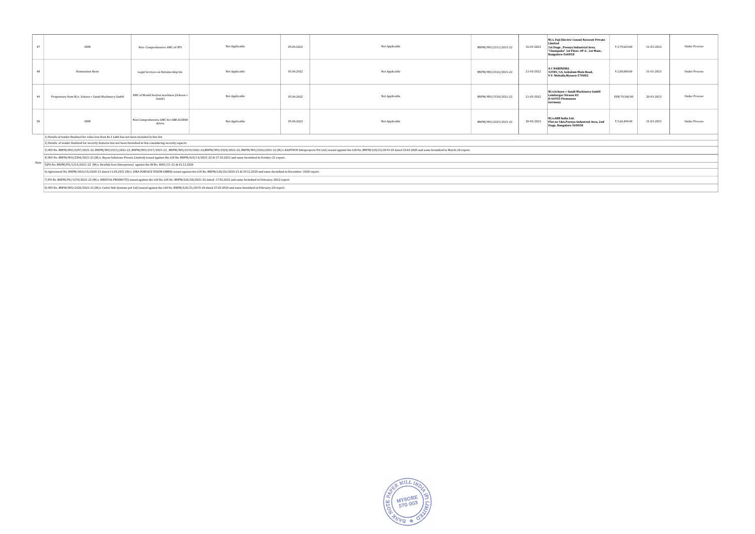| | | | | | | | | | | | |
|---|---|---|---|---|---|---|---|---|---|---|---|
| 47 | OEM | Non- Comprehensive AMC of UPS | Not Applicable | 05.04.2022 | Not Applicable | BNPM/WO/2311/2021-22 | 16-03-2022 | **M/s. Fuji Electric Consul Neowatt Private Limited 1st Stage , Peenya Industrial Area, "Champaka" 1st Floor, #P-6 , 1st Main , Bangalore-560058** | ₹ 3,79,023.00 | 31-03-2023 | Under Process |
| 48 | Nomination Basis | Legal Services on Retainership fee | Not Applicable | 05.04.2022 | Not Applicable | BNPM/WO/2316/2021-22 | 21-03-2022 | **A C NARENDRA #2981/1A, Gokulam Main Road, V.V. Mohalla,Mysuru-570002** | ₹ 2,00,000.00 | 31-01-2023 | Under Process |
| 49 | Proprietary Item M/s. Schoen + Sandt Machinery GmbH | AMC of Mould Section machines (Schoen + Sandt) | Not Applicable | 05.04.2022 | Not Applicable | BNPM/WO/2318/2021-22 | 21-03-2022 | **M/s.Schoen + Sandt Machinery GmbH Lemberger Strasse 82 D-66955 Pirmasens Germany** | EUR 79,560.00 | 20-03-2023 | Under Process |
| 50 | OEM | Non-Comprehensive AMC for ABB ACS800 drives | Not Applicable | 05.04.2022 | Not Applicable | BNPM/WO/2329/2021-22 | 30-03-2022 | **M/s.ABB India Ltd. Plot no 5&6,Peenya Industrial Area, 2nd Stage, Bangalore-560058** | ₹ 5,66,400.00 | 31-03-2023 | Under Process |

Note

1) Details of tender finalized for value less than Rs.1 Lakh has not been included in this list.

2) Details of tender finalized for security features has not been furnished in this considering security aspects.

3) WO No. BNPM/WO/2297/2021-22, BNPM/WO/2315/2021-22, BNPM/WO/2317/2021-22 , BNPM/WO/2319/2021-22,BNPM/WO/2320/2021-22, BNPM/WO/2326/2021-22 (M/s. KADTECH Infraprojects Pvt Ltd.) issued against the LOI No. BNPM/LOI/23/2019-20 dated 23.03.2020 and same furnished in March-20 report.

4) WO No. BNPM/WO/2304/2021-22 (M/s. Shyam Solutions Private Limited) issued against the LOI No. BNPM/LOI/14/2021-22 dt 27.10.2021 and same furnished in October-21 report.

5)PO No. BNPM/PO/1214/2021-22 (M/s. Hruthik Sree Enterprises) against the IR No. 4003/21-22 dt 01.12.2020

6) Agreement No. BNPM/AOA/15/2020-21 dated 11.03.2021 (M/s. ISRA SURFACE VISION GMBH) issued against the LOI No. BNPM/LOI/26/2020-21 dt 29.12.2020 and same furnished in December- 2020 report.

7) PO No. BNPM/PO/1270/2021-22 (M/s. SHEETAL PRODUCTS) issued against the LOI No. LOI No: BNPM/LOI/28/2021-22 dated: 17.02.2022 and same furnished in February-2022 report.

8) WO No. BNPM/WO/2328/2021-22 (M/s. Cartel Info Systems pvt Ltd) issued against the LOI No. BNPM/LOI/21/2019-20 dated 27.02.2020 and same furnished in February-20 report.